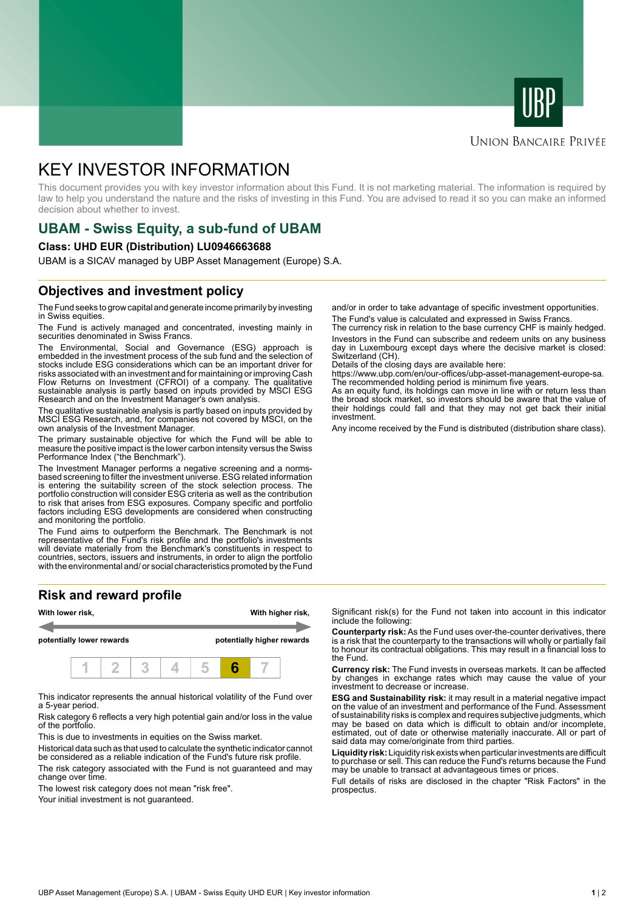# KEY INVESTOR INFORMATION

This document provides you with key investor information about this Fund. It is not marketing material. The information is required by law to help you understand the nature and the risks of investing in this Fund. You are advised to read it so you can make an informed decision about whether to invest.

## UBAM - Swiss Equity, a sub-fund of UBAM

**Class: UHD EUR (Distribution) LU0946663688**

UBAM is a SICAV managed by UBP Asset Management (Europe) S.A.

## Objectives and investment policy

The Fund seeks to grow capital and generate income primarily by investing in Swiss equities.

The Fund is actively managed and concentrated, investing mainly in securities denominated in Swiss Francs.

The Environmental, Social and Governance (ESG) approach is embedded in the investment process of the sub fund and the selection of stocks include ESG considerations which can be an important driver for risks associated with an investment and for maintaining or improving Cash Flow Returns on Investment (CFROI) of a company. The qualitative sustainable analysis is partly based on inputs provided by MSCI ESG Research and on the Investment Manager's own analysis.

The qualitative sustainable analysis is partly based on inputs provided by MSCI ESG Research, and, for companies not covered by MSCI, on the own analysis of the Investment Manager.

The primary sustainable objective for which the Fund will be able to measure the positive impact is the lower carbon intensity versus the Swiss Performance Index ("the Benchmark").

The Investment Manager performs a negative screening and a norms-based screening to filter the investment universe. ESG related information is entering the suitability screen of the stock selection process. The portfolio construction will consider ESG criteria as well as the contribution to risk that arises from ESG exposures. Company specific and portfolio factors including ESG developments are considered when constructing and monitoring the portfolio.

The Fund aims to outperform the Benchmark. The Benchmark is not representative of the Fund's risk profile and the portfolio's investments will deviate materially from the Benchmark's constituents in respect to countries, sectors, issuers and instruments, in order to align the portfolio with the environmental and/ or social characteristics promoted by the Fund and/or in order to take advantage of specific investment opportunities.

The Fund's value is calculated and expressed in Swiss Francs.

The currency risk in relation to the base currency CHF is mainly hedged.

Investors in the Fund can subscribe and redeem units on any business day in Luxembourg except days where the decisive market is closed: Switzerland (CH).

Details of the closing days are available here:

https://www.ubp.com/en/our-offices/ubp-asset-management-europe-sa.

The recommended holding period is minimum five years.

As an equity fund, its holdings can move in line with or return less than the broad stock market, so investors should be aware that the value of their holdings could fall and that they may not get back their initial investment.

Any income received by the Fund is distributed (distribution share class).

## Risk and reward profile

| **With lower risk,** | | | | | | **With higher risk,** |
|---|---|---|---|---|---|---|
| **potentially lower rewards** | | | | | | **potentially higher rewards** |
| 1 | 2 | 3 | 4 | 5 | **6** | 7 |

This indicator represents the annual historical volatility of the Fund over a 5-year period.

Risk category 6 reflects a very high potential gain and/or loss in the value of the portfolio.

This is due to investments in equities on the Swiss market.

Historical data such as that used to calculate the synthetic indicator cannot be considered as a reliable indication of the Fund's future risk profile.

The risk category associated with the Fund is not guaranteed and may change over time.

The lowest risk category does not mean "risk free".

Your initial investment is not guaranteed.

Significant risk(s) for the Fund not taken into account in this indicator include the following:

**Counterparty risk:** As the Fund uses over-the-counter derivatives, there is a risk that the counterparty to the transactions will wholly or partially fail to honour its contractual obligations. This may result in a financial loss to the Fund.

**Currency risk:** The Fund invests in overseas markets. It can be affected by changes in exchange rates which may cause the value of your investment to decrease or increase.

**ESG and Sustainability risk:** it may result in a material negative impact on the value of an investment and performance of the Fund. Assessment of sustainability risks is complex and requires subjective judgments, which may be based on data which is difficult to obtain and/or incomplete, estimated, out of date or otherwise materially inaccurate. All or part of said data may come/originate from third parties.

**Liquidity risk:** Liquidity risk exists when particular investments are difficult to purchase or sell. This can reduce the Fund's returns because the Fund may be unable to transact at advantageous times or prices.

Full details of risks are disclosed in the chapter "Risk Factors" in the prospectus.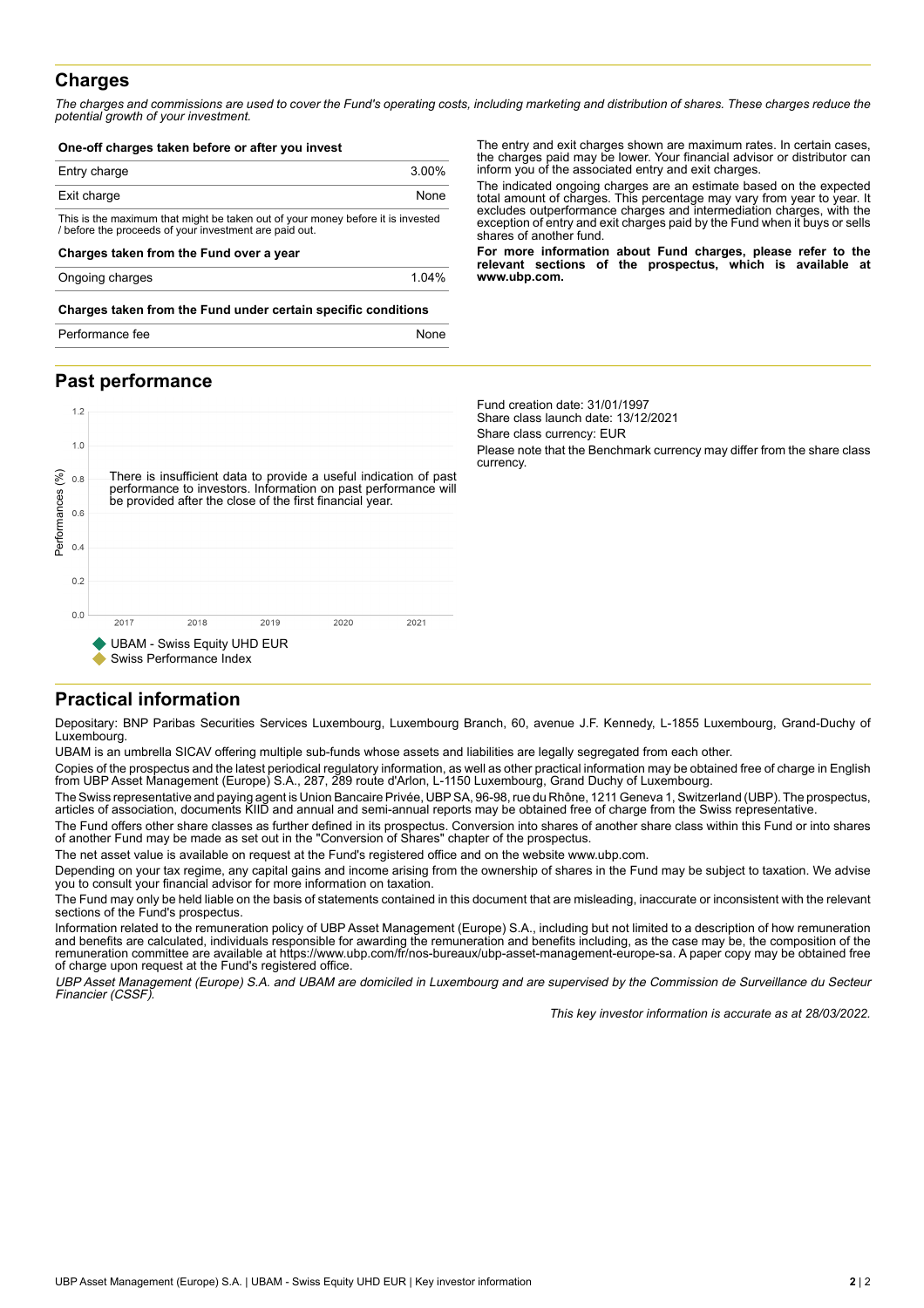## Charges

*The charges and commissions are used to cover the Fund's operating costs, including marketing and distribution of shares. These charges reduce the potential growth of your investment.*

| One-off charges taken before or after you invest | |
|---|---|
| Entry charge | 3.00% |
| Exit charge | None |

This is the maximum that might be taken out of your money before it is invested / before the proceeds of your investment are paid out.

| Charges taken from the Fund over a year | |
|---|---|
| Ongoing charges | 1.04% |

| Charges taken from the Fund under certain specific conditions | |
|---|---|
| Performance fee | None |

The entry and exit charges shown are maximum rates. In certain cases, the charges paid may be lower. Your financial advisor or distributor can inform you of the associated entry and exit charges.

The indicated ongoing charges are an estimate based on the expected total amount of charges. This percentage may vary from year to year. It excludes outperformance charges and intermediation charges, with the exception of entry and exit charges paid by the Fund when it buys or sells shares of another fund.

**For more information about Fund charges, please refer to the relevant sections of the prospectus, which is available at www.ubp.com.**

## Past performance

Performances (%)

1.2
1.0
0.8
0.6
0.4
0.2
0.0

2017
2018
2019
2020
2021

There is insufficient data to provide a useful indication of past performance to investors. Information on past performance will be provided after the close of the first financial year.

UBAM - Swiss Equity UHD EUR
Swiss Performance Index

Fund creation date: 31/01/1997
Share class launch date: 13/12/2021
Share class currency: EUR

Please note that the Benchmark currency may differ from the share class currency.

## Practical information

Depositary: BNP Paribas Securities Services Luxembourg, Luxembourg Branch, 60, avenue J.F. Kennedy, L-1855 Luxembourg, Grand-Duchy of Luxembourg.

UBAM is an umbrella SICAV offering multiple sub-funds whose assets and liabilities are legally segregated from each other.

Copies of the prospectus and the latest periodical regulatory information, as well as other practical information may be obtained free of charge in English from UBP Asset Management (Europe) S.A., 287, 289 route d'Arlon, L-1150 Luxembourg, Grand Duchy of Luxembourg.

The Swiss representative and paying agent is Union Bancaire Privée, UBP SA, 96-98, rue du Rhône, 1211 Geneva 1, Switzerland (UBP). The prospectus, articles of association, documents KIID and annual and semi-annual reports may be obtained free of charge from the Swiss representative.

The Fund offers other share classes as further defined in its prospectus. Conversion into shares of another share class within this Fund or into shares of another Fund may be made as set out in the "Conversion of Shares" chapter of the prospectus.

The net asset value is available on request at the Fund's registered office and on the website www.ubp.com.

Depending on your tax regime, any capital gains and income arising from the ownership of shares in the Fund may be subject to taxation. We advise you to consult your financial advisor for more information on taxation.

The Fund may only be held liable on the basis of statements contained in this document that are misleading, inaccurate or inconsistent with the relevant sections of the Fund's prospectus.

Information related to the remuneration policy of UBP Asset Management (Europe) S.A., including but not limited to a description of how remuneration and benefits are calculated, individuals responsible for awarding the remuneration and benefits including, as the case may be, the composition of the remuneration committee are available at https://www.ubp.com/fr/nos-bureaux/ubp-asset-management-europe-sa. A paper copy may be obtained free of charge upon request at the Fund's registered office.

*UBP Asset Management (Europe) S.A. and UBAM are domiciled in Luxembourg and are supervised by the Commission de Surveillance du Secteur Financier (CSSF).*

*This key investor information is accurate as at 28/03/2022.*